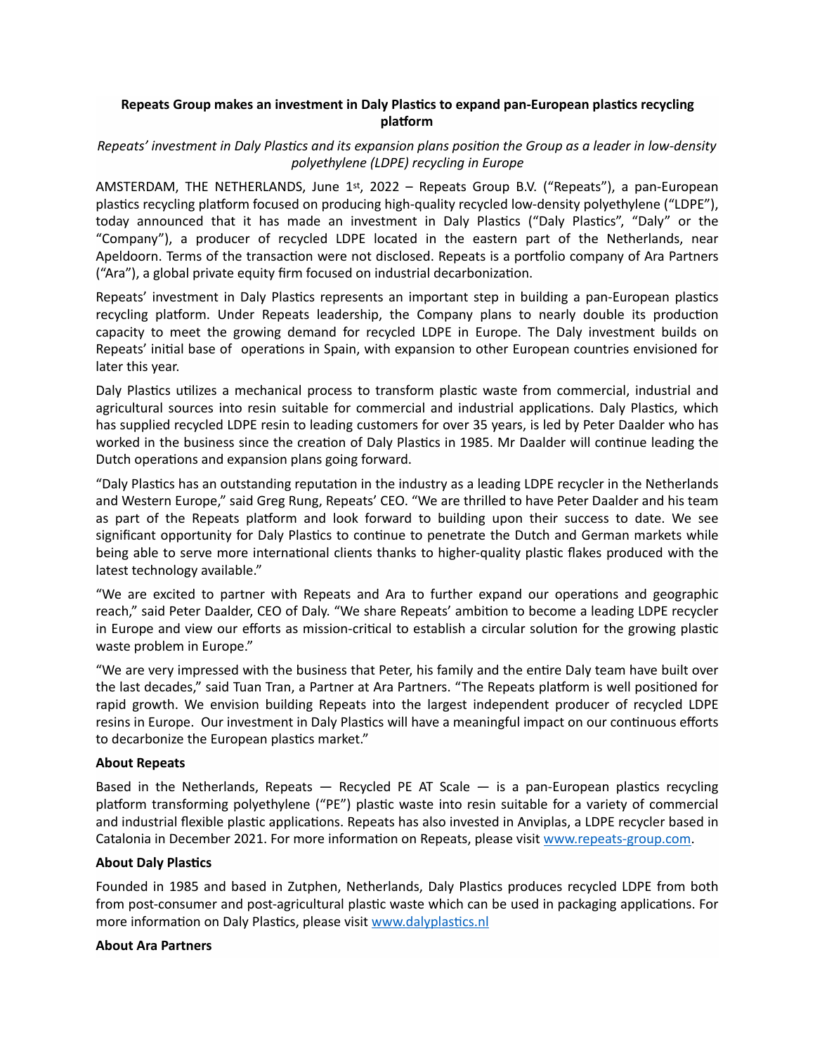**Repeats Group makes an investment in Daly Plastics to expand pan-European plastics recycling platform**

*Repeats' investment in Daly Plastics and its expansion plans position the Group as a leader in low-density polyethylene (LDPE) recycling in Europe*

AMSTERDAM, THE NETHERLANDS, June 1st, 2022 – Repeats Group B.V. ("Repeats"), a pan-European plastics recycling platform focused on producing high-quality recycled low-density polyethylene ("LDPE"), today announced that it has made an investment in Daly Plastics ("Daly Plastics", "Daly" or the "Company"), a producer of recycled LDPE located in the eastern part of the Netherlands, near Apeldoorn. Terms of the transaction were not disclosed. Repeats is a portfolio company of Ara Partners ("Ara"), a global private equity firm focused on industrial decarbonization.

Repeats' investment in Daly Plastics represents an important step in building a pan-European plastics recycling platform. Under Repeats leadership, the Company plans to nearly double its production capacity to meet the growing demand for recycled LDPE in Europe. The Daly investment builds on Repeats' initial base of operations in Spain, with expansion to other European countries envisioned for later this year.

Daly Plastics utilizes a mechanical process to transform plastic waste from commercial, industrial and agricultural sources into resin suitable for commercial and industrial applications. Daly Plastics, which has supplied recycled LDPE resin to leading customers for over 35 years, is led by Peter Daalder who has worked in the business since the creation of Daly Plastics in 1985. Mr Daalder will continue leading the Dutch operations and expansion plans going forward.

"Daly Plastics has an outstanding reputation in the industry as a leading LDPE recycler in the Netherlands and Western Europe," said Greg Rung, Repeats' CEO. "We are thrilled to have Peter Daalder and his team as part of the Repeats platform and look forward to building upon their success to date. We see significant opportunity for Daly Plastics to continue to penetrate the Dutch and German markets while being able to serve more international clients thanks to higher-quality plastic flakes produced with the latest technology available."

"We are excited to partner with Repeats and Ara to further expand our operations and geographic reach," said Peter Daalder, CEO of Daly. "We share Repeats' ambition to become a leading LDPE recycler in Europe and view our efforts as mission-critical to establish a circular solution for the growing plastic waste problem in Europe."

"We are very impressed with the business that Peter, his family and the entire Daly team have built over the last decades," said Tuan Tran, a Partner at Ara Partners. "The Repeats platform is well positioned for rapid growth. We envision building Repeats into the largest independent producer of recycled LDPE resins in Europe. Our investment in Daly Plastics will have a meaningful impact on our continuous efforts to decarbonize the European plastics market."

**About Repeats**

Based in the Netherlands, Repeats — Recycled PE AT Scale — is a pan-European plastics recycling platform transforming polyethylene ("PE") plastic waste into resin suitable for a variety of commercial and industrial flexible plastic applications. Repeats has also invested in Anviplas, a LDPE recycler based in Catalonia in December 2021. For more information on Repeats, please visit www.repeats-group.com.

**About Daly Plastics**

Founded in 1985 and based in Zutphen, Netherlands, Daly Plastics produces recycled LDPE from both from post-consumer and post-agricultural plastic waste which can be used in packaging applications. For more information on Daly Plastics, please visit www.dalyplastics.nl

**About Ara Partners**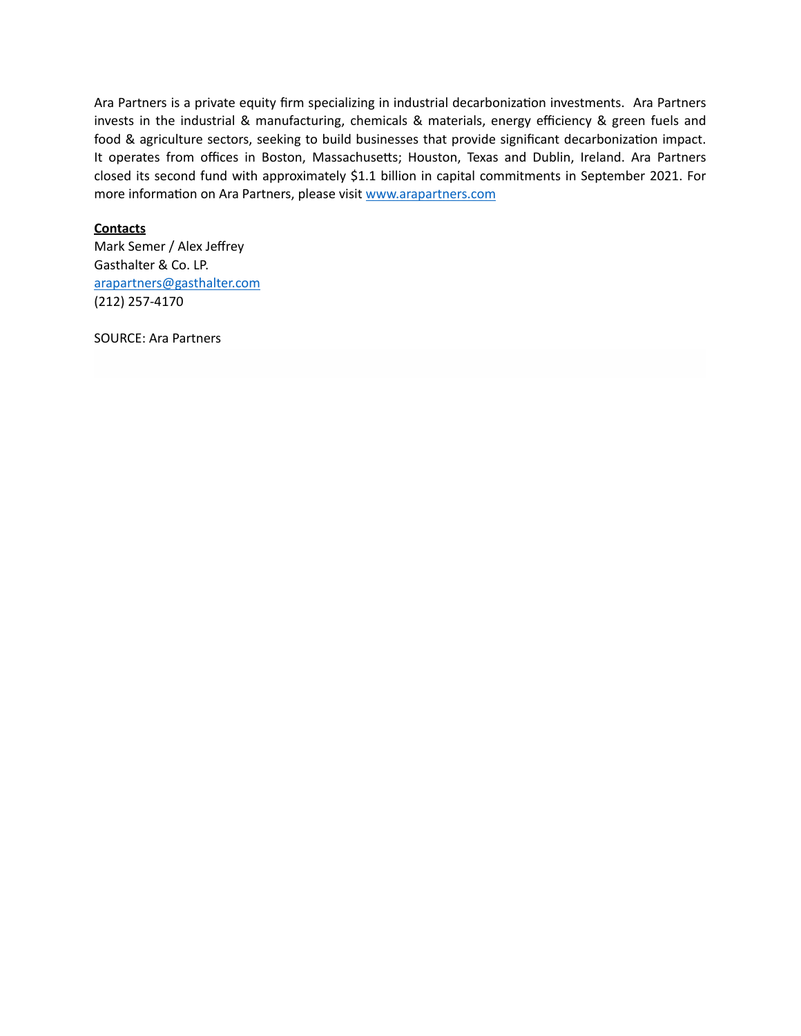Ara Partners is a private equity firm specializing in industrial decarbonization investments. Ara Partners invests in the industrial & manufacturing, chemicals & materials, energy efficiency & green fuels and food & agriculture sectors, seeking to build businesses that provide significant decarbonization impact. It operates from offices in Boston, Massachusetts; Houston, Texas and Dublin, Ireland. Ara Partners closed its second fund with approximately $1.1 billion in capital commitments in September 2021. For more information on Ara Partners, please visit www.arapartners.com

**Contacts**

Mark Semer / Alex Jeffrey
Gasthalter & Co. LP.
arapartners@gasthalter.com
(212) 257-4170

SOURCE: Ara Partners